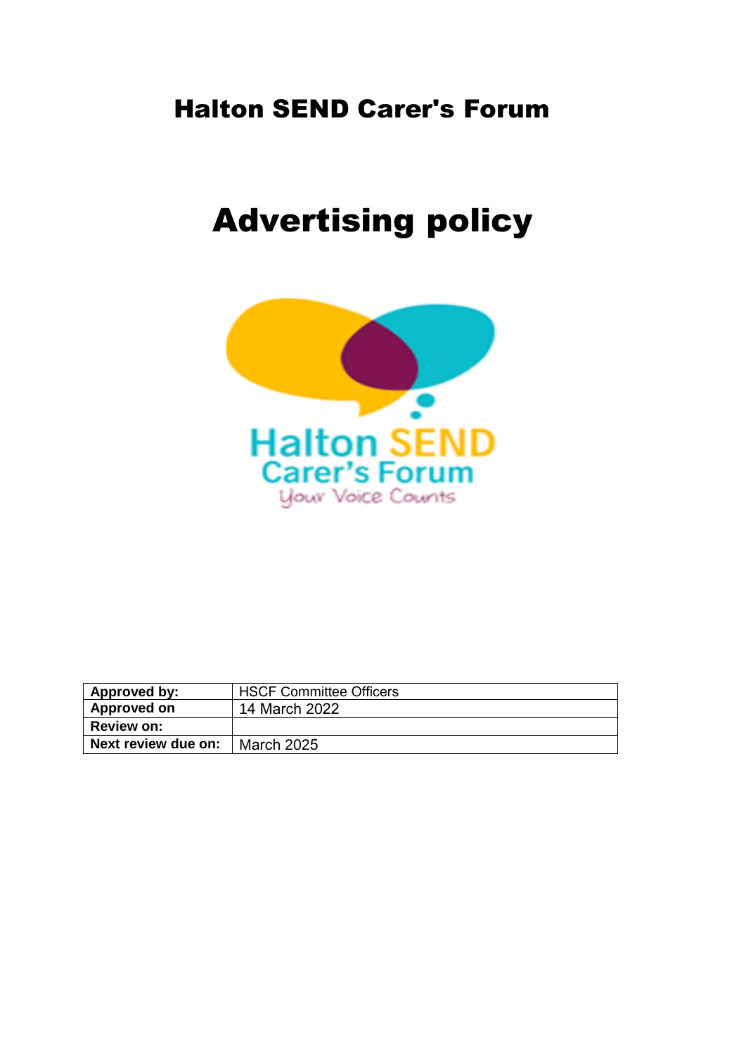# Halton SEND Carer's Forum

# Advertising policy

| Approved by: | HSCF Committee Officers |
|---|---|
| Approved on | 14 March 2022 |
| Review on: | |
| Next review due on: | March 2025 |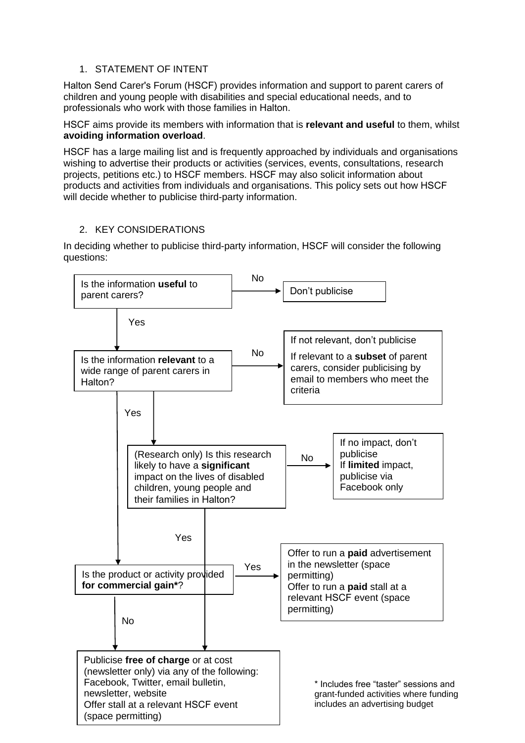1. STATEMENT OF INTENT

Halton Send Carer's Forum (HSCF) provides information and support to parent carers of children and young people with disabilities and special educational needs, and to professionals who work with those families in Halton.

HSCF aims provide its members with information that is **relevant and useful** to them, whilst **avoiding information overload**.

HSCF has a large mailing list and is frequently approached by individuals and organisations wishing to advertise their products or activities (services, events, consultations, research projects, petitions etc.) to HSCF members. HSCF may also solicit information about products and activities from individuals and organisations. This policy sets out how HSCF will decide whether to publicise third-party information.

2. KEY CONSIDERATIONS

In deciding whether to publicise third-party information, HSCF will consider the following questions:

Is the information **useful** to parent carers?

- No → Don't publicise
- Yes → Is the information **relevant** to a wide range of parent carers in Halton?
  - No → If not relevant, don't publicise. If relevant to a **subset** of parent carers, consider publicising by email to members who meet the criteria
  - Yes → (Research only) Is this research likely to have a **significant** impact on the lives of disabled children, young people and their families in Halton?
    - No → If no impact, don't publicise. If **limited** impact, publicise via Facebook only
    - Yes → Publicise free of charge (see below)
  - Yes → Is the product or activity provided **for commercial gain***?
    - Yes → Offer to run a **paid** advertisement in the newsletter (space permitting). Offer to run a **paid** stall at a relevant HSCF event (space permitting)
    - No → Publicise **free of charge** or at cost (newsletter only) via any of the following: Facebook, Twitter, email bulletin, newsletter, website. Offer stall at a relevant HSCF event (space permitting)

\* Includes free "taster" sessions and grant-funded activities where funding includes an advertising budget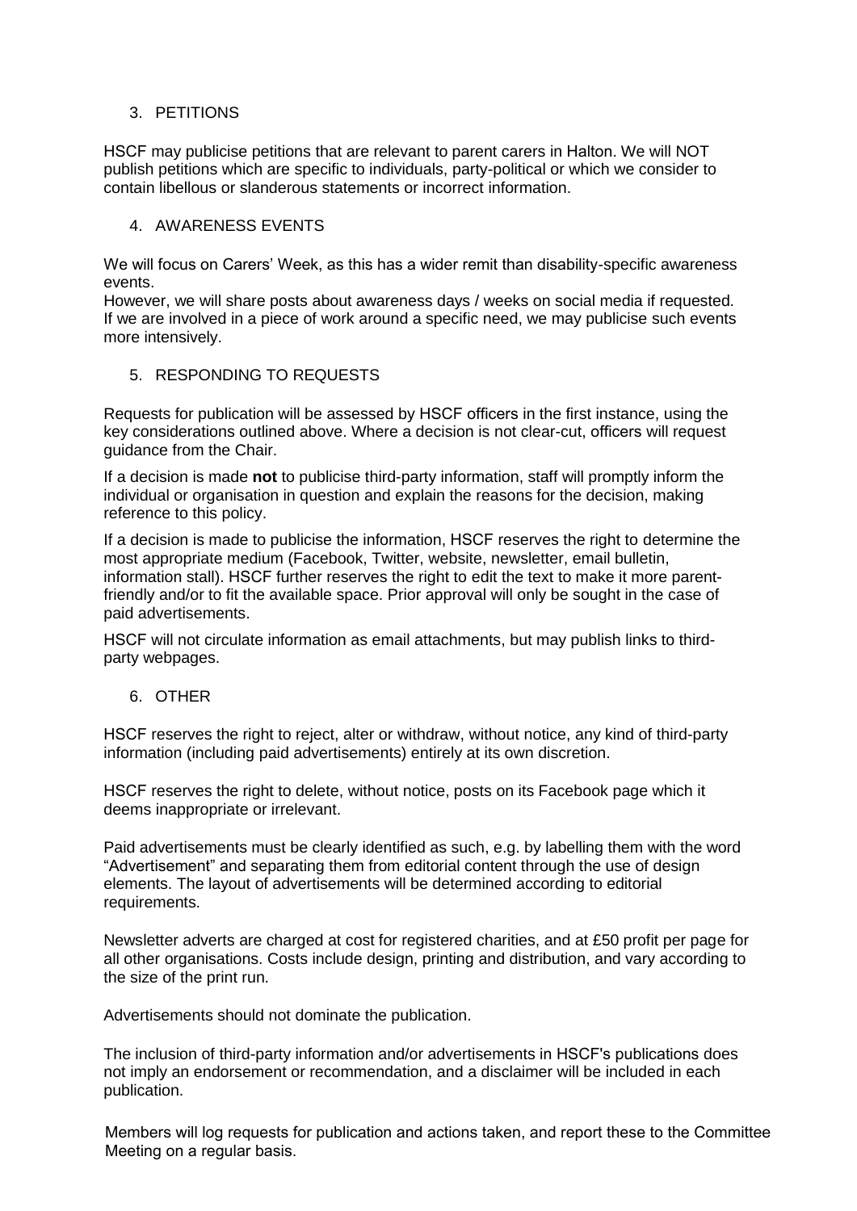## 3. PETITIONS

HSCF may publicise petitions that are relevant to parent carers in Halton. We will NOT publish petitions which are specific to individuals, party-political or which we consider to contain libellous or slanderous statements or incorrect information.

## 4. AWARENESS EVENTS

We will focus on Carers' Week, as this has a wider remit than disability-specific awareness events.

However, we will share posts about awareness days / weeks on social media if requested. If we are involved in a piece of work around a specific need, we may publicise such events more intensively.

## 5. RESPONDING TO REQUESTS

Requests for publication will be assessed by HSCF officers in the first instance, using the key considerations outlined above. Where a decision is not clear-cut, officers will request guidance from the Chair.

If a decision is made **not** to publicise third-party information, staff will promptly inform the individual or organisation in question and explain the reasons for the decision, making reference to this policy.

If a decision is made to publicise the information, HSCF reserves the right to determine the most appropriate medium (Facebook, Twitter, website, newsletter, email bulletin, information stall). HSCF further reserves the right to edit the text to make it more parent-friendly and/or to fit the available space. Prior approval will only be sought in the case of paid advertisements.

HSCF will not circulate information as email attachments, but may publish links to third-party webpages.

## 6. OTHER

HSCF reserves the right to reject, alter or withdraw, without notice, any kind of third-party information (including paid advertisements) entirely at its own discretion.

HSCF reserves the right to delete, without notice, posts on its Facebook page which it deems inappropriate or irrelevant.

Paid advertisements must be clearly identified as such, e.g. by labelling them with the word "Advertisement" and separating them from editorial content through the use of design elements. The layout of advertisements will be determined according to editorial requirements.

Newsletter adverts are charged at cost for registered charities, and at £50 profit per page for all other organisations. Costs include design, printing and distribution, and vary according to the size of the print run.

Advertisements should not dominate the publication.

The inclusion of third-party information and/or advertisements in HSCF's publications does not imply an endorsement or recommendation, and a disclaimer will be included in each publication.

Members will log requests for publication and actions taken, and report these to the Committee Meeting on a regular basis.